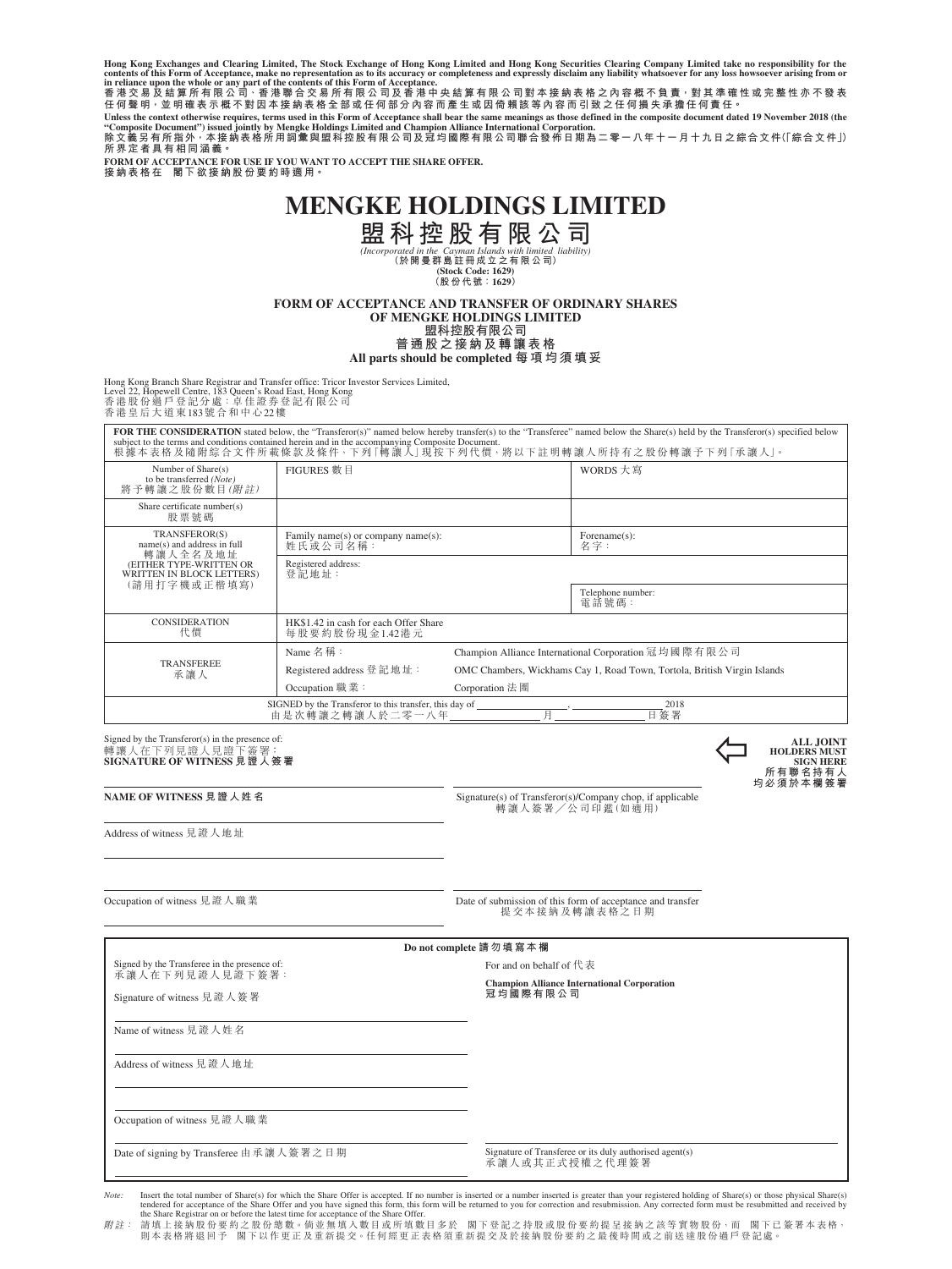**Hong Kong Exchanges and Clearing Limited, The Stock Exchange of Hong Kong Limited and Hong Kong Securities Clearing Company Limited take no responsibility for the contents of this Form of Acceptance, make no representation as to its accuracy or completeness and expressly disclaim any liability whatsoever for any loss howsoever arising from or in reliance upon the whole or any part of the contents of this Form of Acceptance.**

**香港交易及結算所有限公司、香港聯合交易所有限公司及香港中央結算有限公司對本接納表格之內容概不負責，對其準確性或完整性亦不發表任何聲明，並明確表示概不對因本接納表格全部或任何部分內容而產生或因倚賴該等內容而引致之任何損失承擔任何責任。**

**Unless the context otherwise requires, terms used in this Form of Acceptance shall bear the same meanings as those defined in the composite document dated 19 November 2018 (the "Composite Document") issued jointly by Mengke Holdings Limited and Champion Alliance International Corporation.**

**除文義另有所指外，本接納表格所用詞彙與盟科控股有限公司及冠均國際有限公司聯合發佈日期為二零一八年十一月十九日之綜合文件(「綜合文件」)所界定者具有相同涵義。**

**FORM OF ACCEPTANCE FOR USE IF YOU WANT TO ACCEPT THE SHARE OFFER.**

**接納表格在 閣下欲接納股份要約時適用。**

# MENGKE HOLDINGS LIMITED

# 盟科控股有限公司

*(Incorporated in the Cayman Islands with limited liability)*

(於開曼群島註冊成立之有限公司)

**(Stock Code: 1629)**

**(股份代號：1629)**

## FORM OF ACCEPTANCE AND TRANSFER OF ORDINARY SHARES OF MENGKE HOLDINGS LIMITED

## 盟科控股有限公司 普通股之接納及轉讓表格

**All parts should be completed 每項均須填妥**

Hong Kong Branch Share Registrar and Transfer office: Tricor Investor Services Limited, Level 22, Hopewell Centre, 183 Queen's Road East, Hong Kong

香港股份過戶登記分處：卓佳證券登記有限公司

香港皇后大道東183號合和中心22樓

**FOR THE CONSIDERATION** stated below, the "Transferor(s)" named below hereby transfer(s) to the "Transferee" named below the Share(s) held by the Transferor(s) specified below subject to the terms and conditions contained herein and in the accompanying Composite Document.

根據本表格及隨附綜合文件所載條款及條件，下列「轉讓人」現按下列代價，將以下註明轉讓人所持有之股份轉讓予下列「承讓人」。

| | | | |
|---|---|---|---|
| Number of Share(s) to be transferred *(Note)* 將予轉讓之股份數目*(附註)* | FIGURES 數目 | | WORDS 大寫 |
| Share certificate number(s) 股票號碼 | | | |
| TRANSFEROR(S) name(s) and address in full 轉讓人全名及地址 (EITHER TYPE-WRITTEN OR WRITTEN IN BLOCK LETTERS) (請用打字機或正楷填寫) | Family name(s) or company name(s): 姓氏或公司名稱： | | Forename(s): 名字： |
| | Registered address: 登記地址： | | |
| | | | Telephone number: 電話號碼： |
| CONSIDERATION 代價 | HK$1.42 in cash for each Offer Share 每股要約股份現金1.42港元 | | |
| TRANSFEREE 承讓人 | Name 名稱： | Champion Alliance International Corporation 冠均國際有限公司 | |
| | Registered address 登記地址： | OMC Chambers, Wickhams Cay 1, Road Town, Tortola, British Virgin Islands | |
| | Occupation 職業： | Corporation 法團 | |
| SIGNED by the Transferor to this transfer, this day of ________, ________ 2018 由是次轉讓之轉讓人於二零一八年________月________日簽署 | | | |

Signed by the Transferor(s) in the presence of:
轉讓人在下列見證人見證下簽署：

**SIGNATURE OF WITNESS 見證人簽署**

**ALL JOINT HOLDERS MUST SIGN HERE 所有聯名持有人均必須於本欄簽署**

**NAME OF WITNESS 見證人姓名**

Signature(s) of Transferor(s)/Company chop, if applicable 轉讓人簽署／公司印鑑(如適用)

Address of witness 見證人地址

Occupation of witness 見證人職業

Date of submission of this form of acceptance and transfer 提交本接納及轉讓表格之日期

**Do not complete 請勿填寫本欄**

Signed by the Transferee in the presence of:
承讓人在下列見證人見證下簽署：

Signature of witness 見證人簽署

Name of witness 見證人姓名

Address of witness 見證人地址

Occupation of witness 見證人職業

Date of signing by Transferee 由承讓人簽署之日期

For and on behalf of 代表

**Champion Alliance International Corporation 冠均國際有限公司**

Signature of Transferee or its duly authorised agent(s) 承讓人或其正式授權之代理簽署

*Note:* Insert the total number of Share(s) for which the Share Offer is accepted. If no number is inserted or a number inserted is greater than your registered holding of Share(s) or those physical Share(s) tendered for acceptance of the Share Offer and you have signed this form, this form will be returned to you for correction and resubmission. Any corrected form must be resubmitted and received by the Share Registrar on or before the latest time for acceptance of the Share Offer.

*附註：* 請填上接納股份要約之股份總數。倘並無填入數目或所填數目多於 閣下登記之持股或股份要約提呈接納之該等實物股份，而 閣下已簽署本表格，則本表格將退回予 閣下以作更正及重新提交。任何經更正表格須重新提交及於接納股份要約之最後時間或之前送達股份過戶登記處。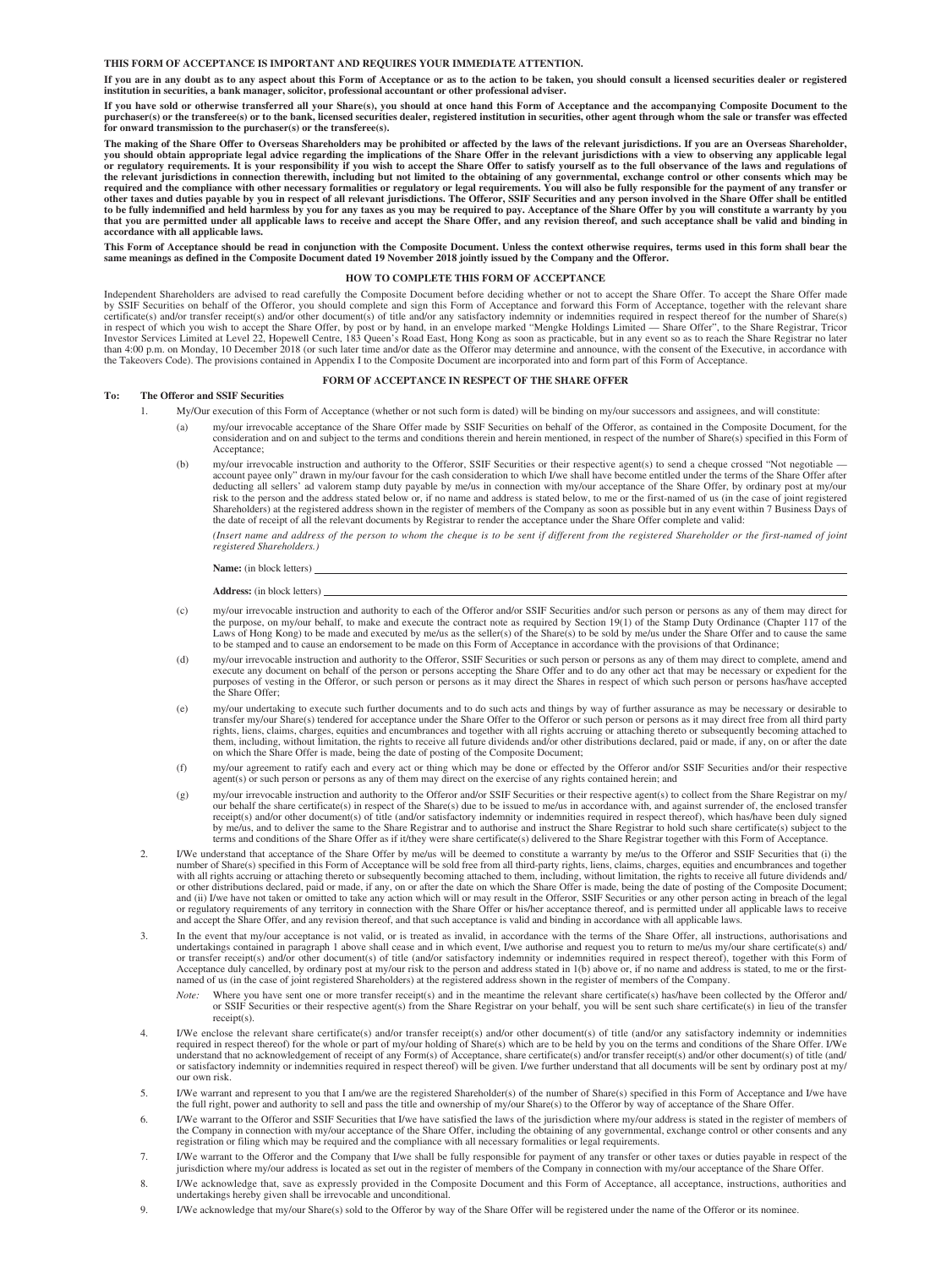**THIS FORM OF ACCEPTANCE IS IMPORTANT AND REQUIRES YOUR IMMEDIATE ATTENTION.**

**If you are in any doubt as to any aspect about this Form of Acceptance or as to the action to be taken, you should consult a licensed securities dealer or registered institution in securities, a bank manager, solicitor, professional accountant or other professional adviser.**

**If you have sold or otherwise transferred all your Share(s), you should at once hand this Form of Acceptance and the accompanying Composite Document to the purchaser(s) or the transferee(s) or to the bank, licensed securities dealer, registered institution in securities, other agent through whom the sale or transfer was effected for onward transmission to the purchaser(s) or the transferee(s).**

**The making of the Share Offer to Overseas Shareholders may be prohibited or affected by the laws of the relevant jurisdictions. If you are an Overseas Shareholder, you should obtain appropriate legal advice regarding the implications of the Share Offer in the relevant jurisdictions with a view to observing any applicable legal or regulatory requirements. It is your responsibility if you wish to accept the Share Offer to satisfy yourself as to the full observance of the laws and regulations of the relevant jurisdictions in connection therewith, including but not limited to the obtaining of any governmental, exchange control or other consents which may be required and the compliance with other necessary formalities or regulatory or legal requirements. You will also be fully responsible for the payment of any transfer or other taxes and duties payable by you in respect of all relevant jurisdictions. The Offeror, SSIF Securities and any person involved in the Share Offer shall be entitled to be fully indemnified and held harmless by you for any taxes as you may be required to pay. Acceptance of the Share Offer by you will constitute a warranty by you that you are permitted under all applicable laws to receive and accept the Share Offer, and any revision thereof, and such acceptance shall be valid and binding in accordance with all applicable laws.**

**This Form of Acceptance should be read in conjunction with the Composite Document. Unless the context otherwise requires, terms used in this form shall bear the same meanings as defined in the Composite Document dated 19 November 2018 jointly issued by the Company and the Offeror.**

## HOW TO COMPLETE THIS FORM OF ACCEPTANCE

Independent Shareholders are advised to read carefully the Composite Document before deciding whether or not to accept the Share Offer. To accept the Share Offer made by SSIF Securities on behalf of the Offeror, you should complete and sign this Form of Acceptance and forward this Form of Acceptance, together with the relevant share certificate(s) and/or transfer receipt(s) and/or other document(s) of title and/or any satisfactory indemnity or indemnities required in respect thereof for the number of Share(s) in respect of which you wish to accept the Share Offer, by post or by hand, in an envelope marked "Mengke Holdings Limited — Share Offer", to the Share Registrar, Tricor Investor Services Limited at Level 22, Hopewell Centre, 183 Queen's Road East, Hong Kong as soon as practicable, but in any event so as to reach the Share Registrar no later than 4:00 p.m. on Monday, 10 December 2018 (or such later time and/or date as the Offeror may determine and announce, with the consent of the Executive, in accordance with the Takeovers Code). The provisions contained in Appendix I to the Composite Document are incorporated into and form part of this Form of Acceptance.

## FORM OF ACCEPTANCE IN RESPECT OF THE SHARE OFFER

**To: The Offeror and SSIF Securities**

1. My/Our execution of this Form of Acceptance (whether or not such form is dated) will be binding on my/our successors and assignees, and will constitute:

   (a) my/our irrevocable acceptance of the Share Offer made by SSIF Securities on behalf of the Offeror, as contained in the Composite Document, for the consideration and on and subject to the terms and conditions therein and herein mentioned, in respect of the number of Share(s) specified in this Form of Acceptance;

   (b) my/our irrevocable instruction and authority to the Offeror, SSIF Securities or their respective agent(s) to send a cheque crossed "Not negotiable — account payee only" drawn in my/our favour for the cash consideration to which I/we shall have become entitled under the terms of the Share Offer after deducting all sellers' ad valorem stamp duty payable by me/us in connection with my/our acceptance of the Share Offer, by ordinary post at my/our risk to the person and the address stated below or, if no name and address is stated below, to me or the first-named of us (in the case of joint registered Shareholders) at the registered address shown in the register of members of the Company as soon as possible but in any event within 7 Business Days of the date of receipt of all the relevant documents by Registrar to render the acceptance under the Share Offer complete and valid:

   *(Insert name and address of the person to whom the cheque is to be sent if different from the registered Shareholder or the first-named of joint registered Shareholders.)*

   **Name:** (in block letters) \_\_\_\_\_\_\_\_\_\_\_\_\_\_\_\_\_\_\_\_

   **Address:** (in block letters) \_\_\_\_\_\_\_\_\_\_\_\_\_\_\_\_\_\_\_\_

   (c) my/our irrevocable instruction and authority to each of the Offeror and/or SSIF Securities and/or such person or persons as any of them may direct for the purpose, on my/our behalf, to make and execute the contract note as required by Section 19(1) of the Stamp Duty Ordinance (Chapter 117 of the Laws of Hong Kong) to be made and executed by me/us as the seller(s) of the Share(s) to be sold by me/us under the Share Offer and to cause the same to be stamped and to cause an endorsement to be made on this Form of Acceptance in accordance with the provisions of that Ordinance;

   (d) my/our irrevocable instruction and authority to the Offeror, SSIF Securities or such person or persons as any of them may direct to complete, amend and execute any document on behalf of the person or persons accepting the Share Offer and to do any other act that may be necessary or expedient for the purposes of vesting in the Offeror, or such person or persons as it may direct the Shares in respect of which such person or persons has/have accepted the Share Offer;

   (e) my/our undertaking to execute such further documents and to do such acts and things by way of further assurance as may be necessary or desirable to transfer my/our Share(s) tendered for acceptance under the Share Offer to the Offeror or such person or persons as it may direct free from all third party rights, liens, claims, charges, equities and encumbrances and together with all rights accruing or attaching thereto or subsequently becoming attached to them, including, without limitation, the rights to receive all future dividends and/or other distributions declared, paid or made, if any, on or after the date on which the Share Offer is made, being the date of posting of the Composite Document;

   (f) my/our agreement to ratify each and every act or thing which may be done or effected by the Offeror and/or SSIF Securities and/or their respective agent(s) or such person or persons as any of them may direct on the exercise of any rights contained herein; and

   (g) my/our irrevocable instruction and authority to the Offeror and/or SSIF Securities or their respective agent(s) to collect from the Share Registrar on my/our behalf the share certificate(s) in respect of the Share(s) due to be issued to me/us in accordance with, and against surrender of, the enclosed transfer receipt(s) and/or other document(s) of title (and/or satisfactory indemnity or indemnities required in respect thereof), which has/have been duly signed by me/us, and to deliver the same to the Share Registrar and to authorise and instruct the Share Registrar to hold such share certificate(s) subject to the terms and conditions of the Share Offer as if it/they were share certificate(s) delivered to the Share Registrar together with this Form of Acceptance.

2. I/We understand that acceptance of the Share Offer by me/us will be deemed to constitute a warranty by me/us to the Offeror and SSIF Securities that (i) the number of Share(s) specified in this Form of Acceptance will be sold free from all third-party rights, liens, claims, charges, equities and encumbrances and together with all rights accruing or attaching thereto or subsequently becoming attached to them, including, without limitation, the rights to receive all future dividends and/or other distributions declared, paid or made, if any, on or after the date on which the Share Offer is made, being the date of posting of the Composite Document; and (ii) I/we have not taken or omitted to take any action which will or may result in the Offeror, SSIF Securities or any other person acting in breach of the legal or regulatory requirements of any territory in connection with the Share Offer or his/her acceptance thereof, and is permitted under all applicable laws to receive and accept the Share Offer, and any revision thereof, and that such acceptance is valid and binding in accordance with all applicable laws.

3. In the event that my/our acceptance is not valid, or is treated as invalid, in accordance with the terms of the Share Offer, all instructions, authorisations and undertakings contained in paragraph 1 above shall cease and in which event, I/we authorise and request you to return to me/us my/our share certificate(s) and/or transfer receipt(s) and/or other document(s) of title (and/or satisfactory indemnity or indemnities required in respect thereof), together with this Form of Acceptance duly cancelled, by ordinary post at my/our risk to the person and address stated in 1(b) above or, if no name and address is stated, to me or the first-named of us (in the case of joint registered Shareholders) at the registered address shown in the register of members of the Company.

   *Note:* Where you have sent one or more transfer receipt(s) and in the meantime the relevant share certificate(s) has/have been collected by the Offeror and/or SSIF Securities or their respective agent(s) from the Share Registrar on your behalf, you will be sent such share certificate(s) in lieu of the transfer receipt(s).

4. I/We enclose the relevant share certificate(s) and/or transfer receipt(s) and/or other document(s) of title (and/or any satisfactory indemnity or indemnities required in respect thereof) for the whole or part of my/our holding of Share(s) which are to be held by you on the terms and conditions of the Share Offer. I/We understand that no acknowledgement of receipt of any Form(s) of Acceptance, share certificate(s) and/or transfer receipt(s) and/or other document(s) of title (and/or satisfactory indemnity or indemnities required in respect thereof) will be given. I/We further understand that all documents will be sent by ordinary post at my/our own risk.

5. I/We warrant and represent to you that I am/we are the registered Shareholder(s) of the number of Share(s) specified in this Form of Acceptance and I/we have the full right, power and authority to sell and pass the title and ownership of my/our Share(s) to the Offeror by way of acceptance of the Share Offer.

6. I/We warrant to the Offeror and SSIF Securities that I/we have satisfied the laws of the jurisdiction where my/our address is stated in the register of members of the Company in connection with my/our acceptance of the Share Offer, including the obtaining of any governmental, exchange control or other consents and any registration or filing which may be required and the compliance with all necessary formalities or legal requirements.

7. I/We warrant to the Offeror and the Company that I/we shall be fully responsible for payment of any transfer or other taxes or duties payable in respect of the jurisdiction where my/our address is located as set out in the register of members of the Company in connection with my/our acceptance of the Share Offer.

8. I/We acknowledge that, save as expressly provided in the Composite Document and this Form of Acceptance, all acceptance, instructions, authorities and undertakings hereby given shall be irrevocable and unconditional.

9. I/We acknowledge that my/our Share(s) sold to the Offeror by way of the Share Offer will be registered under the name of the Offeror or its nominee.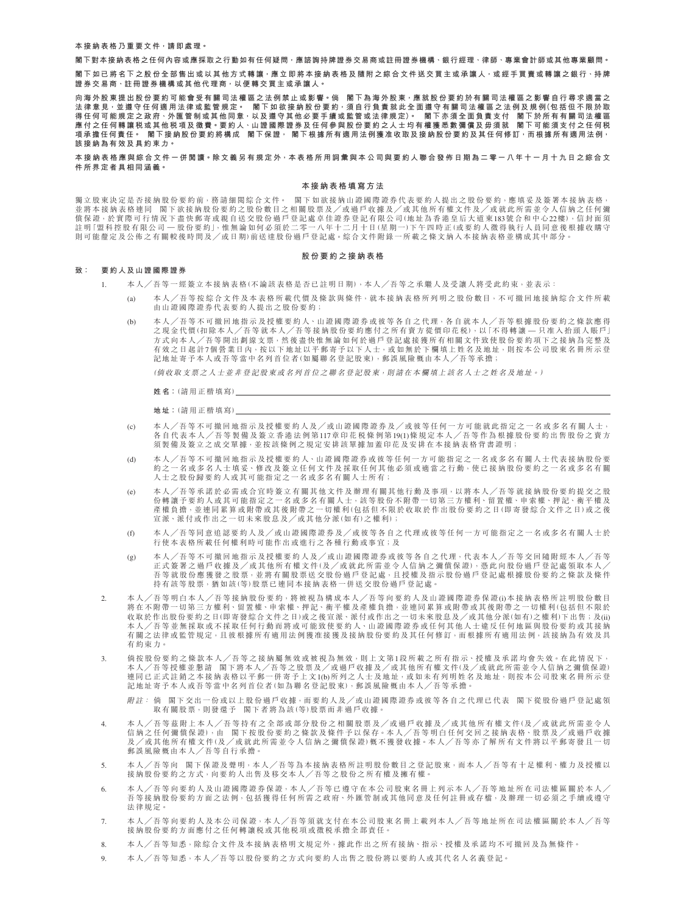**本接納表格乃重要文件，請即處理。**

**閣下對本接納表格之任何內容或應採取之行動如有任何疑問，應諮詢持牌證券交易商或註冊證券機構、銀行經理、律師、專業會計師或其他專業顧問。**

**閣下如已將名下之股份全部售出或以其他方式轉讓，應立即將本接納表格及隨附之綜合文件送交買主或承讓人，或經手買賣或轉讓之銀行、持牌證券交易商、註冊證券機構或其他代理商，以便轉交買主或承讓人。**

**向海外股東提出股份要約可能會受有關司法權區之法例禁止或影響。倘　閣下為海外股東，應就股份要約於有關司法權區之影響自行尋求適當之法律意見，並遵守任何適用法律或監管規定。　閣下如欲接納股份要約，須自行負責就此全面遵守有關司法權區之法例及規例(包括但不限於取得任何可能規定之政府、外匯管制或其他同意，以及遵守其他必要手續或監管或法律規定)。　閣下亦須全面負責支付　閣下於所有有關司法權區應付之任何轉讓稅或其他稅項及徵費。要約人、山證國際證券及任何參與股份要約之人士均有權獲悉數彌償及毋須就　閣下可能須支付之任何稅項承擔任何責任。　閣下接納股份要約將構成　閣下保證，　閣下根據所有適用法例獲准收取及接納股份要約及其任何修訂，而根據所有適用法例，該接納為有效及具約束力。**

**本接納表格應與綜合文件一併閱讀。除文義另有規定外，本表格所用詞彙與本公司與要約人聯合發佈日期為二零一八年十一月十九日之綜合文件所界定者具相同涵義。**

## 本接納表格填寫方法

獨立股東決定是否接納股份要約前，務請細閱綜合文件。　閣下如欲接納山證國際證券代表要約人提出之股份要約，應填妥及簽署本接納表格，並將本接納表格連同　閣下欲接納股份要約之股份數目之相關股票及／或過戶收據及／或其他所有權文件及／或就此所需並令人信納之任何彌償保證，於實際可行情況下盡快郵寄或親自送交股份過戶登記處卓佳證券登記有限公司(地址為香港皇后大道東183號合和中心22樓)，信封面須註明「盟科控股有限公司－股份要約」，惟無論如何必須於二零一八年十二月十日(星期一)下午四時正(或要約人徵得執行人員同意後根據收購守則可能釐定及公佈之有關較後時間及／或日期)前送達股份過戶登記處。綜合文件附錄一所載之條文納入本接納表格並構成其中部分。

## 股份要約之接納表格

致：　要約人及山證國際證券

1. 本人／吾等一經簽立本接納表格(不論該表格是否已註明日期)，本人／吾等之承繼人及受讓人將受此約束，並表示：

   (a) 本人／吾等按綜合文件及本表格所載代價及條款與條件，就本接納表格所列明之股份數目，不可撤回地接納綜合文件所載由山證國際證券代表要約人提出之股份要約；

   (b) 本人／吾等不可撤回地指示及授權要約人、山證國際證券或彼等各自之代理，各自就本人／吾等根據股份要約之條款應得之現金代價(扣除本人／吾等就本人／吾等接納股份要約應付之所有賣方從價印花稅)，以「不得轉讓－只准入抬頭人賬戶」方式向本人／吾等開出劃線支票，然後盡快惟無論如何於過戶登記處接獲所有相關文件致使股份要約項下之接納為完整及有效之日起計7個營業日內，按以下地址以平郵寄予以下人士，或如無於下欄填上姓名及地址，則按本公司股東名冊所示登記地址寄予本人或吾等當中名列首位者(如屬聯名登記股東)，郵誤風險概由本人／吾等承擔；

   *(倘收取支票之人士並非登記股東或名列首位之聯名登記股東，則請在本欄填上該名人士之姓名及地址。)*

   **姓名**：(請用正楷填寫)______________________________

   **地址**：(請用正楷填寫)______________________________

   (c) 本人／吾等不可撤回地指示及授權要約人及／或山證國際證券及／或彼等任何一方可能就此指定之一名或多名有關人士，各自代表本人／吾等製備及簽立香港法例第117章印花稅條例第19(1)條規定本人／吾等作為根據股份要約出售股份之賣方須製備及簽立之成交單據，並按該條例之規定安排該單據加蓋印花及安排在本接納表格背書證明；

   (d) 本人／吾等不可撤回地指示及授權要約人、山證國際證券或彼等任何一方可能指定之一名或多名有關人士代表接納股份要約之一名或多名人士填妥、修改及簽立任何文件及採取任何其他必須或適當之行動，使已接納股份要約之一名或多名有關人士之股份歸要約人或其可能指定之一名或多名有關人士所有；

   (e) 本人／吾等承諾於必需或合宜時簽立有關其他文件及辦理有關其他行動及事項，以將本人／吾等就接納股份要約提交之股份轉讓予要約人或其可能指定之一名或多名有關人士，該等股份不附帶一切第三方權利、留置權、申索權、押記、衡平權及產權負擔，並連同累算或附帶或其後附帶之一切權利(包括但不限於收取於作出股份要約之日(即寄發綜合文件之日)或之後宣派、派付或作出之一切未來股息及／或其他分派(如有)之權利)；

   (f) 本人／吾等同意追認要約人及／或山證國際證券及／或彼等各自之代理或彼等任何一方可能指定之一名或多名有關人士於行使本表格所載任何權利時可能作出或進行之各種行動或事宜；及

   (g) 本人／吾等不可撤回地指示及授權要約人及／或山證國際證券或彼等各自之代理，代表本人／吾等交回隨附經本人／吾等正式簽署之過戶收據及／或其他所有權文件(及／或就此所需並令人信納之彌償保證)，憑此向股份過戶登記處領取本人／吾等就股份應獲發之股票，並將有關股票送交股份過戶登記處，且授權及指示股份過戶登記處根據股份要約之條款及條件持有該等股票，猶如該(等)股票已連同本接納表格一併送交股份過戶登記處。

2. 本人／吾等明白本人／吾等接納股份要約，將被視為構成本人／吾等向要約人及山證國際證券保證(i)本接納表格所註明股份數目將在不附帶一切第三方權利、留置權、申索權、押記、衡平權及產權負擔，並連同累算或附帶或其後附帶之一切權利(包括但不限於收取於作出股份要約之日(即寄發綜合文件之日)或之後宣派、派付或作出之一切未來股息及／或其他分派(如有)之權利)下出售；及(ii)本人／吾等並無採取或不採取任何行動而將或可能致使要約人、山證國際證券或任何其他人士違反任何地區與股份要約或其接納有關之法律或監管規定，且彼根據所有適用法例獲准接獲及接納股份要約及其任何修訂，而根據所有適用法例，該接納為有效及具有約束力。

3. 倘按股份要約之條款本人／吾等之接納屬無效或被視為無效，則上文第1段所載之所有指示、授權及承諾均會失效。在此情況下，本人／吾等授權並懇請　閣下將本人／吾等之股票及／或過戶收據及／或其他所有權文件(及／或就此所需並令人信納之彌償保證)連同已正式註銷之本接納表格以平郵一併寄予上文1(b)所列之人士及地址，或如未有列明姓名及地址，則按本公司股東名冊所示登記地址寄予本人或吾等當中名列首位者(如為聯名登記股東)，郵誤風險概由本人／吾等承擔。

   *附註：* 倘　閣下交出一份或以上股份過戶收據，而要約人及／或山證國際證券或彼等各自之代理已代表　閣下從股份過戶登記處領取有關股票，則發還予　閣下者將為該(等)股票而非過戶收據。

4. 本人／吾等茲附上本人／吾等持有之全部或部分股份之相關股票及／或過戶收據及／或其他所有權文件(及／或就此所需並令人信納之任何彌償保證)，由　閣下按股份要約之條款及條件予以保存。本人／吾等明白任何交回之接納表格、股票及／或過戶收據及／或其他所有權文件(及／或就此所需並令人信納之彌償保證)概不獲發收據。本人／吾等亦了解所有文件將以平郵寄發且一切郵誤風險概由本人／吾等自行承擔。

5. 本人／吾等向　閣下保證及聲明，本人／吾等為本接納表格所註明股份數目之登記股東，而本人／吾等有十足權利、權力及授權以接納股份要約之方式，向要約人出售及移交本人／吾等之股份之所有權及擁有權。

6. 本人／吾等向要約人及山證國際證券保證，本人／吾等已遵守在本公司股東名冊上列示本人／吾等地址所在司法權區關於本人／吾等接納股份要約方面之法例，包括獲得任何所需之政府、外匯管制或其他同意及任何註冊或存檔，及辦理一切必須之手續或遵守法律規定。

7. 本人／吾等向要約人及本公司保證，本人／吾等須就支付在本公司股東名冊上載列本人／吾等地址所在司法權區關於本人／吾等接納股份要約方面應付之任何轉讓稅或其他稅項或徵稅承擔全部責任。

8. 本人／吾等知悉，除綜合文件及本接納表格明文規定外，據此作出之所有接納、指示、授權及承諾均不可撤回及為無條件。

9. 本人／吾等知悉，本人／吾等以股份要約之方式向要約人出售之股份將以要約人或其代名人名義登記。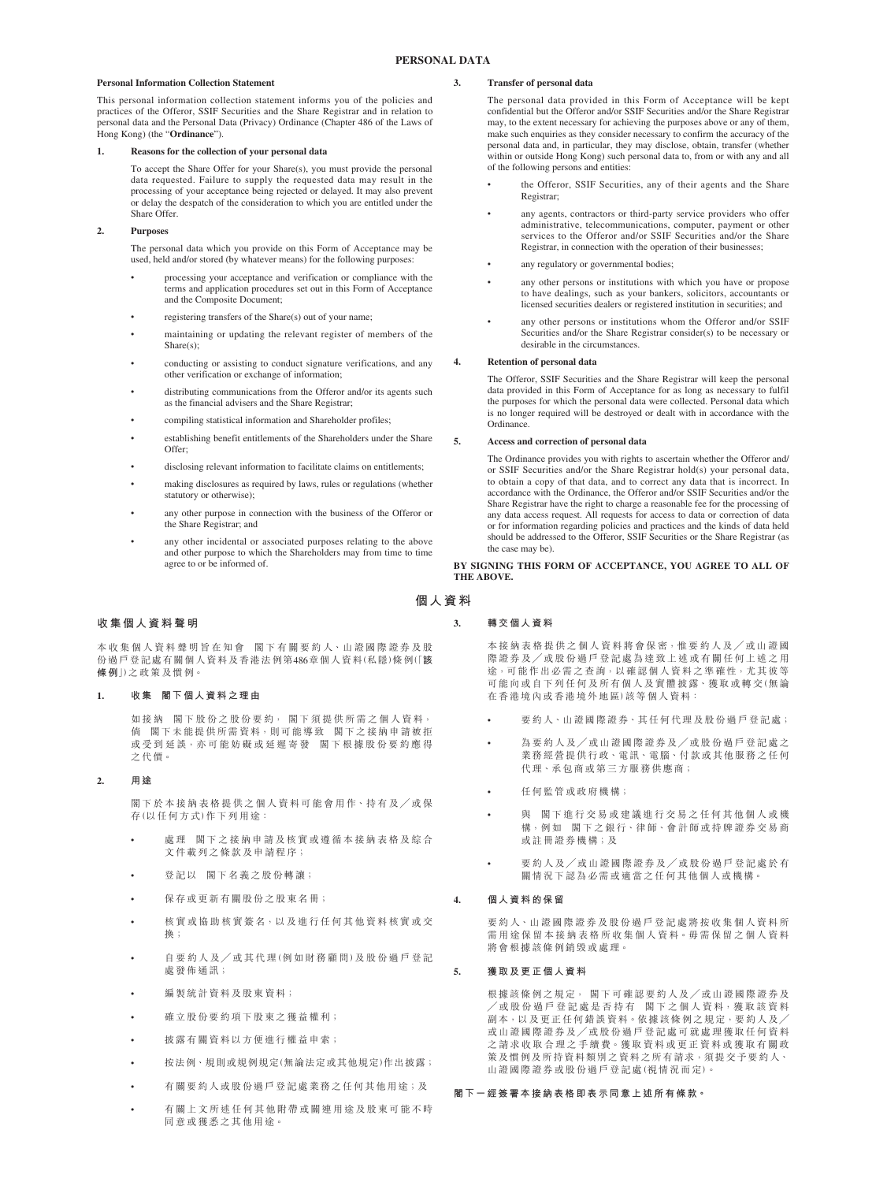# PERSONAL DATA

## Personal Information Collection Statement

This personal information collection statement informs you of the policies and practices of the Offeror, SSIF Securities and the Share Registrar and in relation to personal data and the Personal Data (Privacy) Ordinance (Chapter 486 of the Laws of Hong Kong) (the "**Ordinance**").

### 1. Reasons for the collection of your personal data

To accept the Share Offer for your Share(s), you must provide the personal data requested. Failure to supply the requested data may result in the processing of your acceptance being rejected or delayed. It may also prevent or delay the despatch of the consideration to which you are entitled under the Share Offer.

### 2. Purposes

The personal data which you provide on this Form of Acceptance may be used, held and/or stored (by whatever means) for the following purposes:

- processing your acceptance and verification or compliance with the terms and application procedures set out in this Form of Acceptance and the Composite Document;
- registering transfers of the Share(s) out of your name;
- maintaining or updating the relevant register of members of the Share(s);
- conducting or assisting to conduct signature verifications, and any other verification or exchange of information;
- distributing communications from the Offeror and/or its agents such as the financial advisers and the Share Registrar;
- compiling statistical information and Shareholder profiles;
- establishing benefit entitlements of the Shareholders under the Share Offer;
- disclosing relevant information to facilitate claims on entitlements;
- making disclosures as required by laws, rules or regulations (whether statutory or otherwise);
- any other purpose in connection with the business of the Offeror or the Share Registrar; and
- any other incidental or associated purposes relating to the above and other purpose to which the Shareholders may from time to time agree to or be informed of.

### 3. Transfer of personal data

The personal data provided in this Form of Acceptance will be kept confidential but the Offeror and/or SSIF Securities and/or the Share Registrar may, to the extent necessary for achieving the purposes above or any of them, make such enquiries as they consider necessary to confirm the accuracy of the personal data and, in particular, they may disclose, obtain, transfer (whether within or outside Hong Kong) such personal data to, from or with any and all of the following persons and entities:

- the Offeror, SSIF Securities, any of their agents and the Share Registrar;
- any agents, contractors or third-party service providers who offer administrative, telecommunications, computer, payment or other services to the Offeror and/or SSIF Securities and/or the Share Registrar, in connection with the operation of their businesses;
- any regulatory or governmental bodies;
- any other persons or institutions with which you have or propose to have dealings, such as your bankers, solicitors, accountants or licensed securities dealers or registered institution in securities; and
- any other persons or institutions whom the Offeror and/or SSIF Securities and/or the Share Registrar consider(s) to be necessary or desirable in the circumstances.

### 4. Retention of personal data

The Offeror, SSIF Securities and the Share Registrar will keep the personal data provided in this Form of Acceptance for as long as necessary to fulfil the purposes for which the personal data were collected. Personal data which is no longer required will be destroyed or dealt with in accordance with the Ordinance.

### 5. Access and correction of personal data

The Ordinance provides you with rights to ascertain whether the Offeror and/or SSIF Securities and/or the Share Registrar hold(s) your personal data, to obtain a copy of that data, and to correct any data that is incorrect. In accordance with the Ordinance, the Offeror and/or SSIF Securities and/or the Share Registrar have the right to charge a reasonable fee for the processing of any data access request. All requests for access to data or correction of data or for information regarding policies and practices and the kinds of data held should be addressed to the Offeror, SSIF Securities or the Share Registrar (as the case may be).

**BY SIGNING THIS FORM OF ACCEPTANCE, YOU AGREE TO ALL OF THE ABOVE.**

# 個人資料

## 收集個人資料聲明

本收集個人資料聲明旨在知會　閣下有關要約人、山證國際證券及股份過戶登記處有關個人資料及香港法例第486章個人資料(私隱)條例(「**該條例**」)之政策及慣例。

### 1. 收集　閣下個人資料之理由

如接納　閣下股份之股份要約，　閣下須提供所需之個人資料，倘　閣下未能提供所需資料，則可能導致　閣下之接納申請被拒或受到延誤，亦可能妨礙或延遲寄發　閣下根據股份要約應得之代價。

### 2. 用途

閣下於本接納表格提供之個人資料可能會用作、持有及／或保存(以任何方式)作下列用途：

- 處理　閣下之接納申請及核實或遵循本接納表格及綜合文件載列之條款及申請程序；
- 登記以　閣下名義之股份轉讓；
- 保存或更新有關股份之股東名冊；
- 核實或協助核實簽名，以及進行任何其他資料核實或交換；
- 自要約人及／或其代理(例如財務顧問)及股份過戶登記處發佈通訊；
- 編製統計資料及股東資料；
- 確立股份要約項下股東之獲益權利；
- 披露有關資料以方便進行權益申索；
- 按法例、規則或規例規定(無論法定或其他規定)作出披露；
- 有關要約人或股份過戶登記處業務之任何其他用途；及
- 有關上文所述任何其他附帶或關連用途及股東可能不時同意或獲悉之其他用途。

### 3. 轉交個人資料

本接納表格提供之個人資料將會保密，惟要約人及／或山證國際證券及／或股份過戶登記處為達致上述或有關任何上述之用途，可能作出必需之查詢，以確認個人資料之準確性，尤其彼等可能向或自下列任何及所有個人及實體披露、獲取或轉交(無論在香港境內或香港境外地區)該等個人資料：

- 要約人、山證國際證券、其任何代理及股份過戶登記處；
- 為要約人及／或山證國際證券及／或股份過戶登記處之業務經營提供行政、電訊、電腦、付款或其他服務之任何代理、承包商或第三方服務供應商；
- 任何監管或政府機構；
- 與　閣下進行交易或建議進行交易之任何其他個人或機構，例如　閣下之銀行、律師、會計師或持牌證券交易商或註冊證券機構；及
- 要約人及／或山證國際證券及／或股份過戶登記處於有關情況下認為必需或適當之任何其他個人或機構。

### 4. 個人資料的保留

要約人、山證國際證券及股份過戶登記處將按收集個人資料所需用途保留本接納表格所收集個人資料。毋需保留之個人資料將會根據該條例銷毀或處理。

### 5. 獲取及更正個人資料

根據該條例之規定，　閣下可確認要約人及／或山證國際證券及／或股份過戶登記處是否持有　閣下之個人資料，獲取該資料副本，以及更正任何錯誤資料。依據該條例之規定，要約人及／或山證國際證券及／或股份過戶登記處可就處理獲取任何資料之請求收取合理之手續費。獲取資料或更正資料或獲取有關政策及慣例及所持資料類別之資料之所有請求，須提交予要約人、山證國際證券或股份過戶登記處(視情況而定)。

**閣下一經簽署本接納表格即表示同意上述所有條款。**